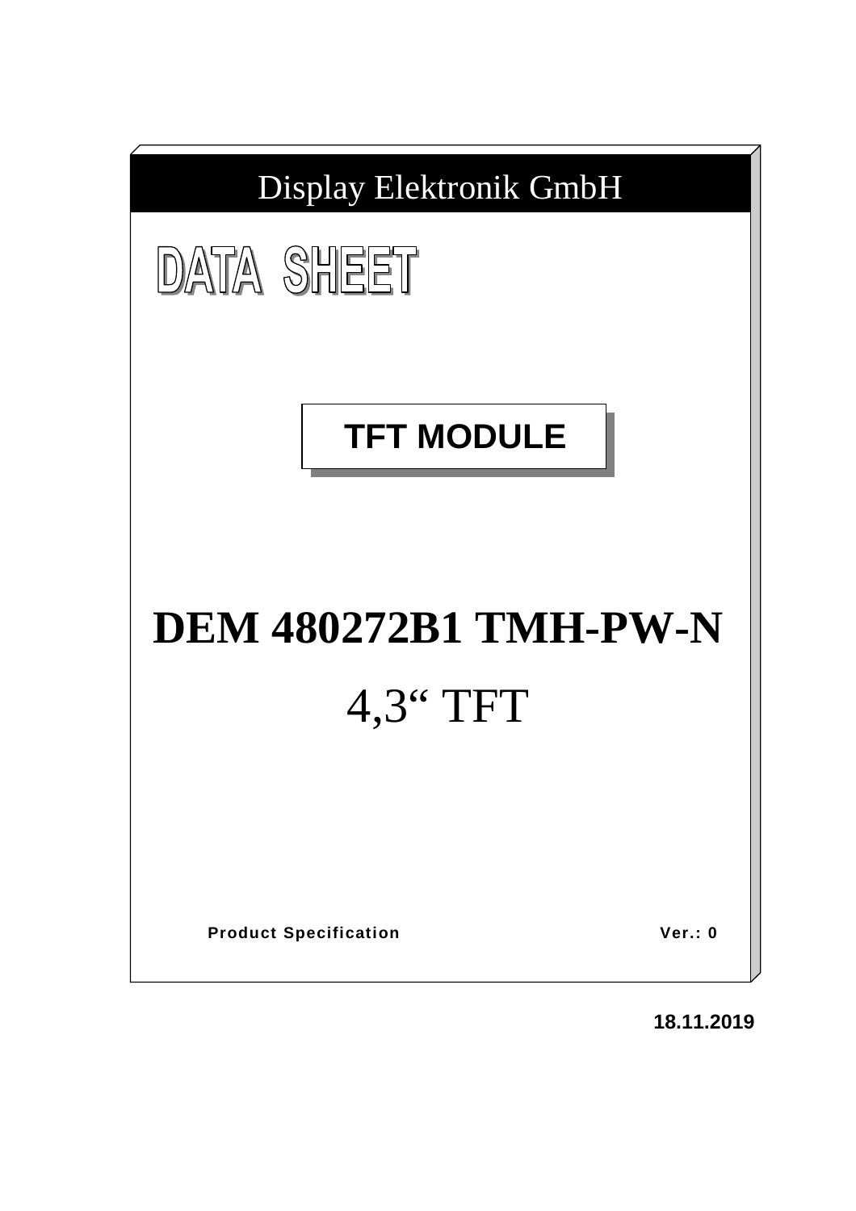Display Elektronik GmbH

# DATA SHEET

**TFT MODULE**

# DEM 480272B1 TMH-PW-N

## 4,3“ TFT

**Product Specification** **Ver.: 0**

**18.11.2019**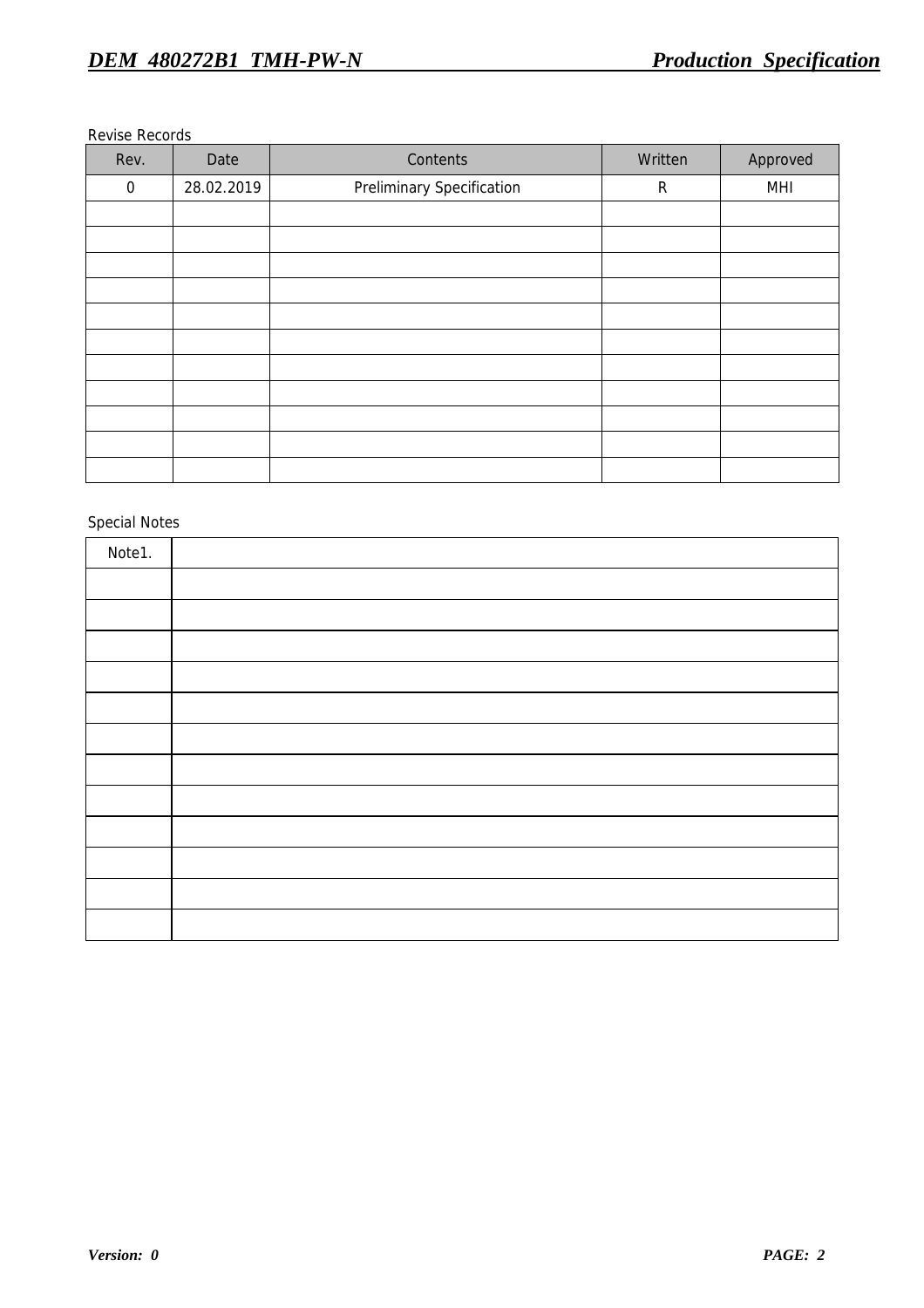Revise Records

| Rev. | Date | Contents | Written | Approved |
|---|---|---|---|---|
| 0 | 28.02.2019 | Preliminary Specification | R | MHI |
| | | | | |
| | | | | |
| | | | | |
| | | | | |
| | | | | |
| | | | | |
| | | | | |
| | | | | |
| | | | | |
| | | | | |
| | | | | |

Special Notes

| Note1. | |
|---|---|
| | |
| | |
| | |
| | |
| | |
| | |
| | |
| | |
| | |
| | |
| | |
| | |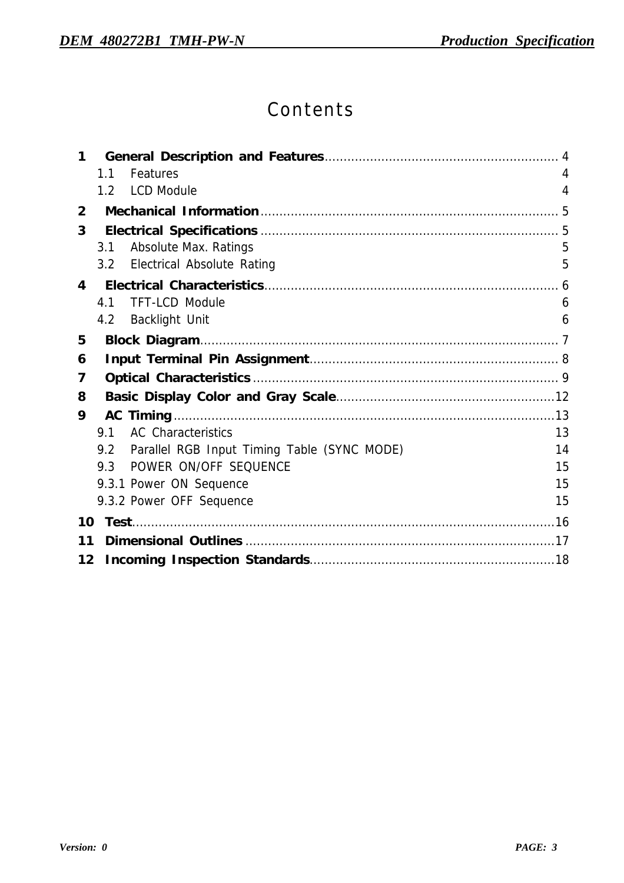# Contents

**1 General Description and Features** .......... 4

- 1.1 Features 4
- 1.2 LCD Module 4

**2 Mechanical Information** .......... 5

**3 Electrical Specifications** .......... 5

- 3.1 Absolute Max. Ratings 5
- 3.2 Electrical Absolute Rating 5

**4 Electrical Characteristics** .......... 6

- 4.1 TFT-LCD Module 6
- 4.2 Backlight Unit 6

**5 Block Diagram** .......... 7

**6 Input Terminal Pin Assignment** .......... 8

**7 Optical Characteristics** .......... 9

**8 Basic Display Color and Gray Scale** .......... 12

**9 AC Timing** .......... 13

- 9.1 AC Characteristics 13
- 9.2 Parallel RGB Input Timing Table (SYNC MODE) 14
- 9.3 POWER ON/OFF SEQUENCE 15
- 9.3.1 Power ON Sequence 15
- 9.3.2 Power OFF Sequence 15

**10 Test** .......... 16

**11 Dimensional Outlines** .......... 17

**12 Incoming Inspection Standards** .......... 18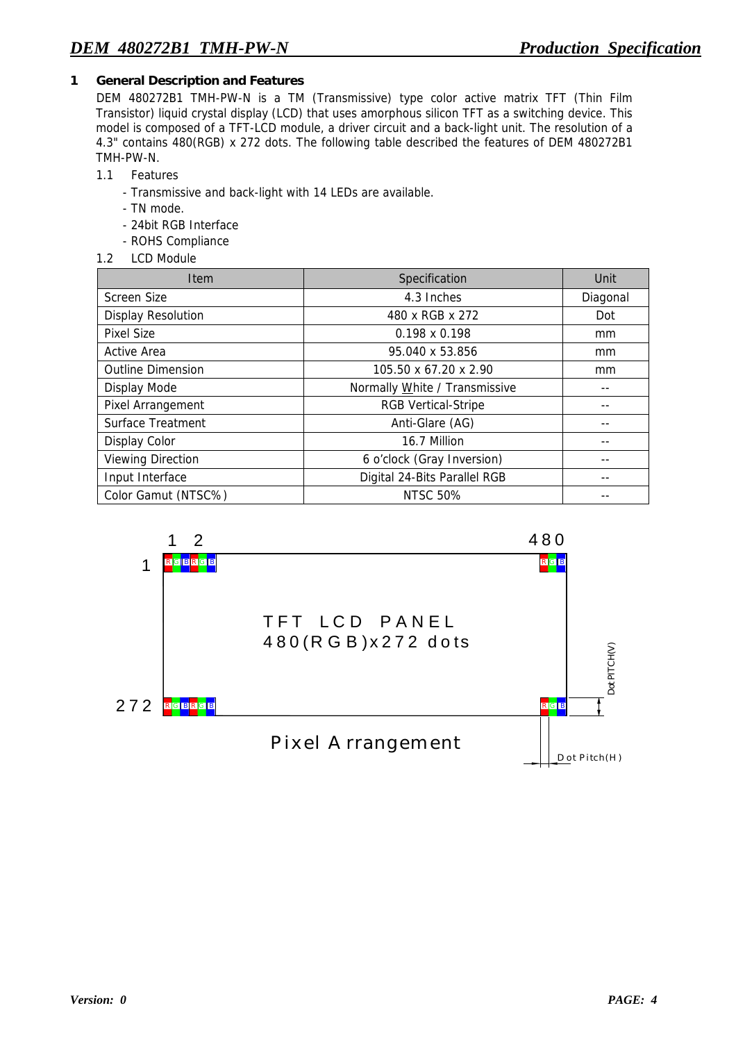## 1 General Description and Features

DEM 480272B1 TMH-PW-N is a TM (Transmissive) type color active matrix TFT (Thin Film Transistor) liquid crystal display (LCD) that uses amorphous silicon TFT as a switching device. This model is composed of a TFT-LCD module, a driver circuit and a back-light unit. The resolution of a 4.3" contains 480(RGB) x 272 dots. The following table described the features of DEM 480272B1 TMH-PW-N.

### 1.1 Features

- Transmissive and back-light with 14 LEDs are available.
- TN mode.
- 24bit RGB Interface
- ROHS Compliance

### 1.2 LCD Module

| Item | Specification | Unit |
|---|---|---|
| Screen Size | 4.3 Inches | Diagonal |
| Display Resolution | 480 x RGB x 272 | Dot |
| Pixel Size | 0.198 x 0.198 | mm |
| Active Area | 95.040 x 53.856 | mm |
| Outline Dimension | 105.50 x 67.20 x 2.90 | mm |
| Display Mode | Normally White / Transmissive | -- |
| Pixel Arrangement | RGB Vertical-Stripe | -- |
| Surface Treatment | Anti-Glare (AG) | -- |
| Display Color | 16.7 Million | -- |
| Viewing Direction | 6 o'clock (Gray Inversion) | -- |
| Input Interface | Digital 24-Bits Parallel RGB | -- |
| Color Gamut (NTSC%) | NTSC 50% | -- |

TFT LCD PANEL
480(RGB)x272 dots

Dot PITCH(V)

Dot Pitch(H)

Pixel Arrangement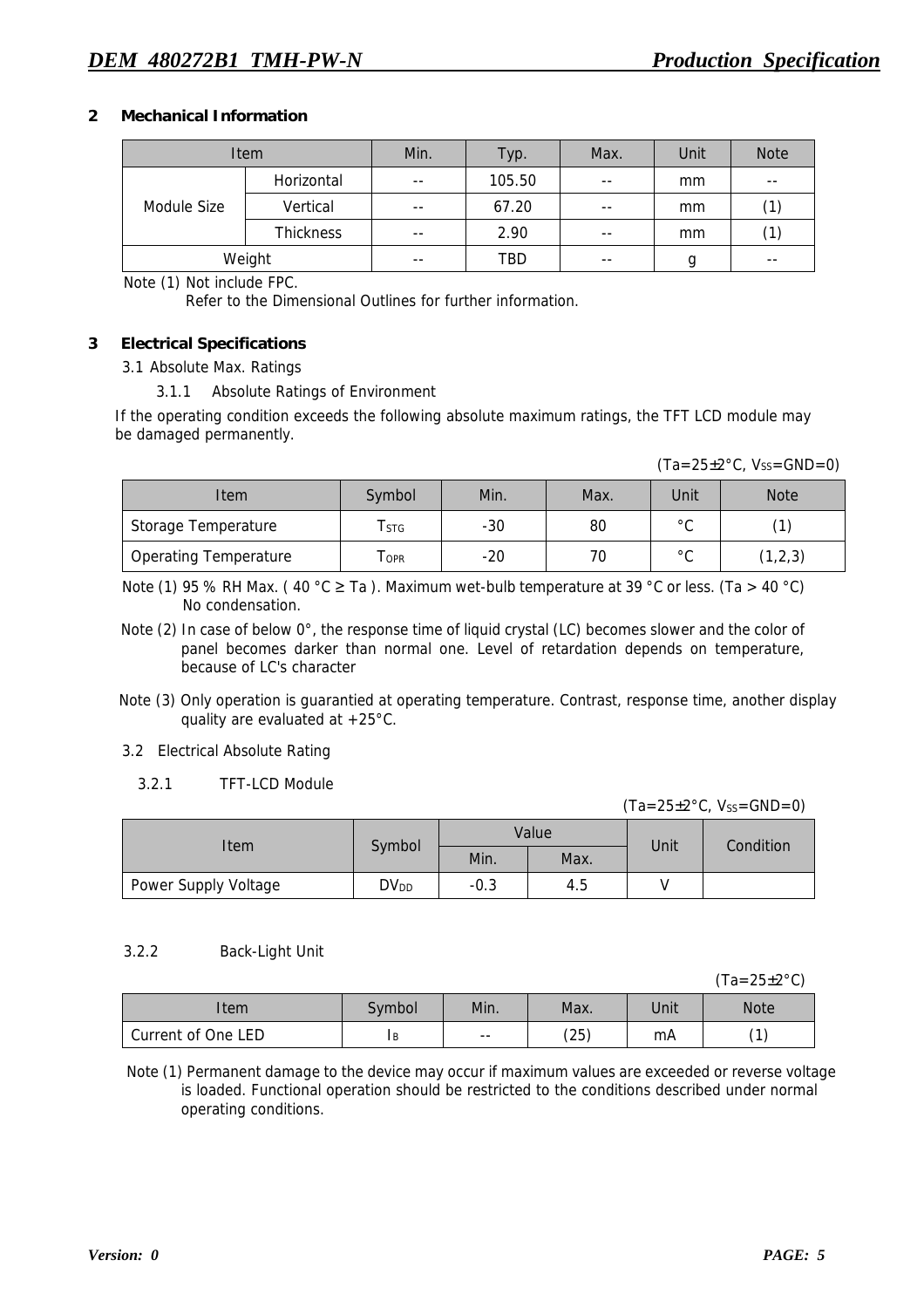## 2 Mechanical Information

| Item | | Min. | Typ. | Max. | Unit | Note |
|---|---|---|---|---|---|---|
| Module Size | Horizontal | -- | 105.50 | -- | mm | -- |
| | Vertical | -- | 67.20 | -- | mm | (1) |
| | Thickness | -- | 2.90 | -- | mm | (1) |
| Weight | | -- | TBD | -- | g | -- |

Note (1) Not include FPC.
Refer to the Dimensional Outlines for further information.

## 3 Electrical Specifications

3.1 Absolute Max. Ratings

3.1.1 Absolute Ratings of Environment

If the operating condition exceeds the following absolute maximum ratings, the TFT LCD module may be damaged permanently.

(Ta=25±2°C, $V_{SS}$=GND=0)

| Item | Symbol | Min. | Max. | Unit | Note |
|---|---|---|---|---|---|
| Storage Temperature | $T_{STG}$ | -30 | 80 | °C | (1) |
| Operating Temperature | $T_{OPR}$ | -20 | 70 | °C | (1,2,3) |

Note (1) 95 % RH Max. ( 40 °C ≥ Ta ). Maximum wet-bulb temperature at 39 °C or less. (Ta > 40 °C) No condensation.

Note (2) In case of below 0°, the response time of liquid crystal (LC) becomes slower and the color of panel becomes darker than normal one. Level of retardation depends on temperature, because of LC's character

Note (3) Only operation is guarantied at operating temperature. Contrast, response time, another display quality are evaluated at +25°C.

3.2 Electrical Absolute Rating

3.2.1 TFT-LCD Module

(Ta=25±2°C, $V_{SS}$=GND=0)

| Item | Symbol | Value | | Unit | Condition |
|---|---|---|---|---|---|
| | | Min. | Max. | | |
| Power Supply Voltage | $DV_{DD}$ | -0.3 | 4.5 | V | |

3.2.2 Back-Light Unit

(Ta=25±2°C)

| Item | Symbol | Min. | Max. | Unit | Note |
|---|---|---|---|---|---|
| Current of One LED | $I_B$ | -- | (25) | mA | (1) |

Note (1) Permanent damage to the device may occur if maximum values are exceeded or reverse voltage is loaded. Functional operation should be restricted to the conditions described under normal operating conditions.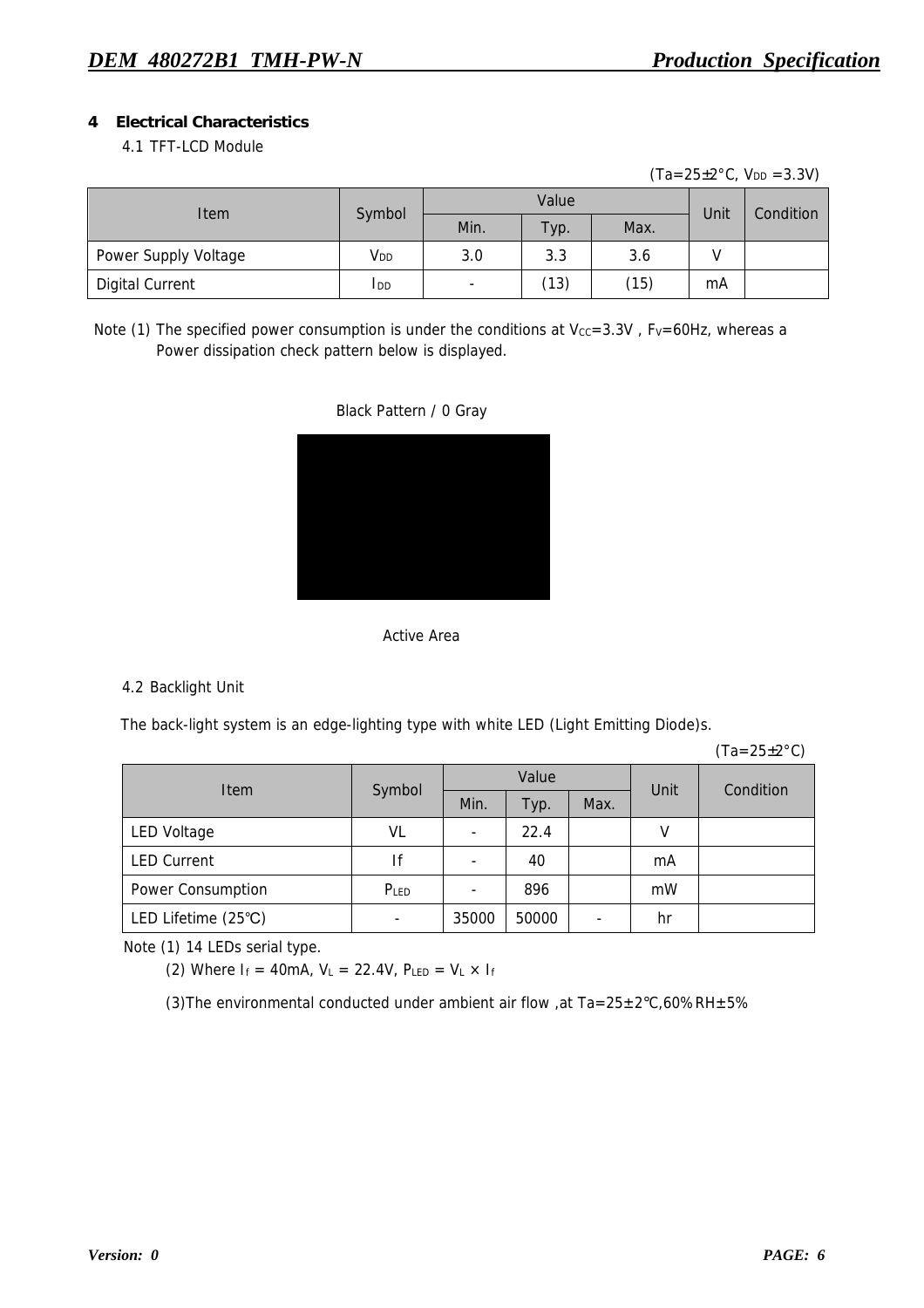## 4 Electrical Characteristics

### 4.1 TFT-LCD Module

(Ta=25±2°C, $V_{DD}$ =3.3V)

| Item | Symbol | Value | | | Unit | Condition |
|---|---|---|---|---|---|---|
| | | Min. | Typ. | Max. | | |
| Power Supply Voltage | $V_{DD}$ | 3.0 | 3.3 | 3.6 | V | |
| Digital Current | $I_{DD}$ | - | (13) | (15) | mA | |

Note (1) The specified power consumption is under the conditions at $V_{CC}$=3.3V , $F_V$=60Hz, whereas a Power dissipation check pattern below is displayed.

Black Pattern / 0 Gray

Active Area

### 4.2 Backlight Unit

The back-light system is an edge-lighting type with white LED (Light Emitting Diode)s.

(Ta=25±2°C)

| Item | Symbol | Value | | | Unit | Condition |
|---|---|---|---|---|---|---|
| | | Min. | Typ. | Max. | | |
| LED Voltage | VL | - | 22.4 | | V | |
| LED Current | If | - | 40 | | mA | |
| Power Consumption | $P_{LED}$ | - | 896 | | mW | |
| LED Lifetime (25℃) | - | 35000 | 50000 | - | hr | |

Note (1) 14 LEDs serial type.

(2) Where $I_f$ = 40mA, $V_L$ = 22.4V, $P_{LED} = V_L \times I_f$

(3)The environmental conducted under ambient air flow ,at Ta=25±2℃,60%RH±5%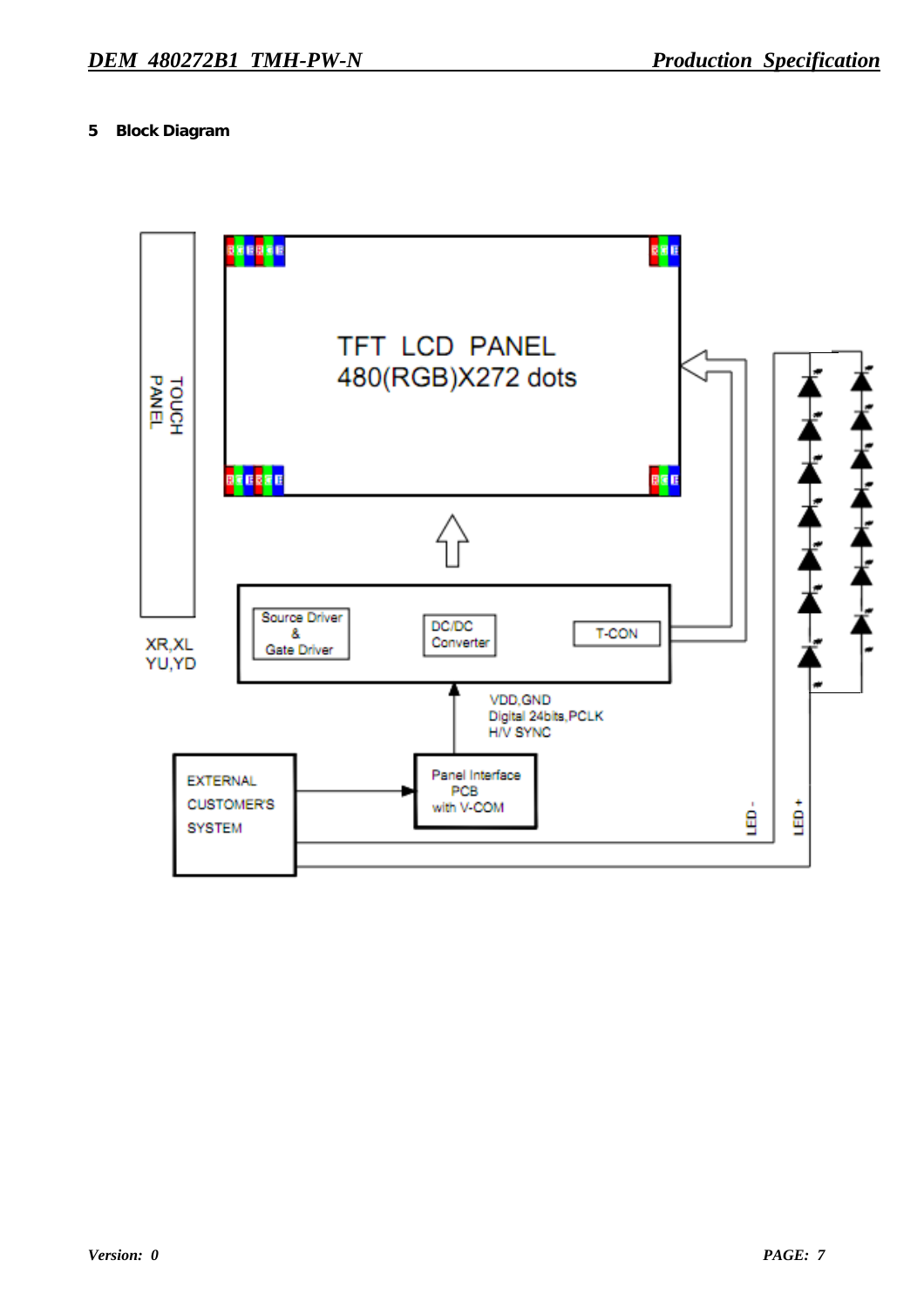## 5 Block Diagram

TFT LCD PANEL
480(RGB)X272 dots

TOUCH PANEL

XR,XL
YU,YD

Source Driver & Gate Driver

DC/DC Converter

T-CON

VDD,GND
Digital 24bits,PCLK
H/V SYNC

EXTERNAL CUSTOMER'S SYSTEM

Panel Interface PCB with V-COM

LED -

LED +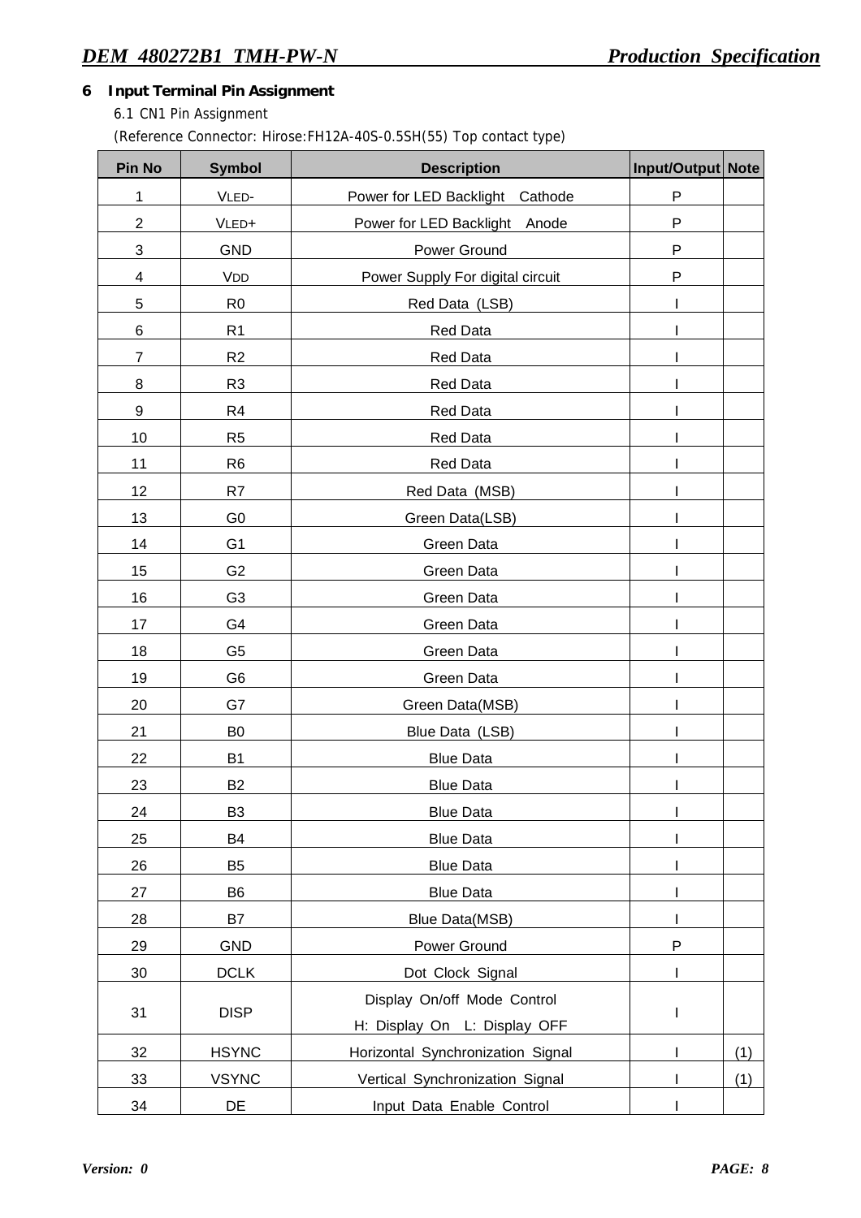## 6 Input Terminal Pin Assignment

6.1 CN1 Pin Assignment

(Reference Connector: Hirose:FH12A-40S-0.5SH(55) Top contact type)

| Pin No | Symbol | Description | Input/Output | Note |
|---|---|---|---|---|
| 1 | VLED- | Power for LED Backlight Cathode | P | |
| 2 | VLED+ | Power for LED Backlight Anode | P | |
| 3 | GND | Power Ground | P | |
| 4 | VDD | Power Supply For digital circuit | P | |
| 5 | R0 | Red Data (LSB) | I | |
| 6 | R1 | Red Data | I | |
| 7 | R2 | Red Data | I | |
| 8 | R3 | Red Data | I | |
| 9 | R4 | Red Data | I | |
| 10 | R5 | Red Data | I | |
| 11 | R6 | Red Data | I | |
| 12 | R7 | Red Data (MSB) | I | |
| 13 | G0 | Green Data(LSB) | I | |
| 14 | G1 | Green Data | I | |
| 15 | G2 | Green Data | I | |
| 16 | G3 | Green Data | I | |
| 17 | G4 | Green Data | I | |
| 18 | G5 | Green Data | I | |
| 19 | G6 | Green Data | I | |
| 20 | G7 | Green Data(MSB) | I | |
| 21 | B0 | Blue Data (LSB) | I | |
| 22 | B1 | Blue Data | I | |
| 23 | B2 | Blue Data | I | |
| 24 | B3 | Blue Data | I | |
| 25 | B4 | Blue Data | I | |
| 26 | B5 | Blue Data | I | |
| 27 | B6 | Blue Data | I | |
| 28 | B7 | Blue Data(MSB) | I | |
| 29 | GND | Power Ground | P | |
| 30 | DCLK | Dot Clock Signal | I | |
| 31 | DISP | Display On/off Mode Control<br>H: Display On L: Display OFF | I | |
| 32 | HSYNC | Horizontal Synchronization Signal | I | (1) |
| 33 | VSYNC | Vertical Synchronization Signal | I | (1) |
| 34 | DE | Input Data Enable Control | I | |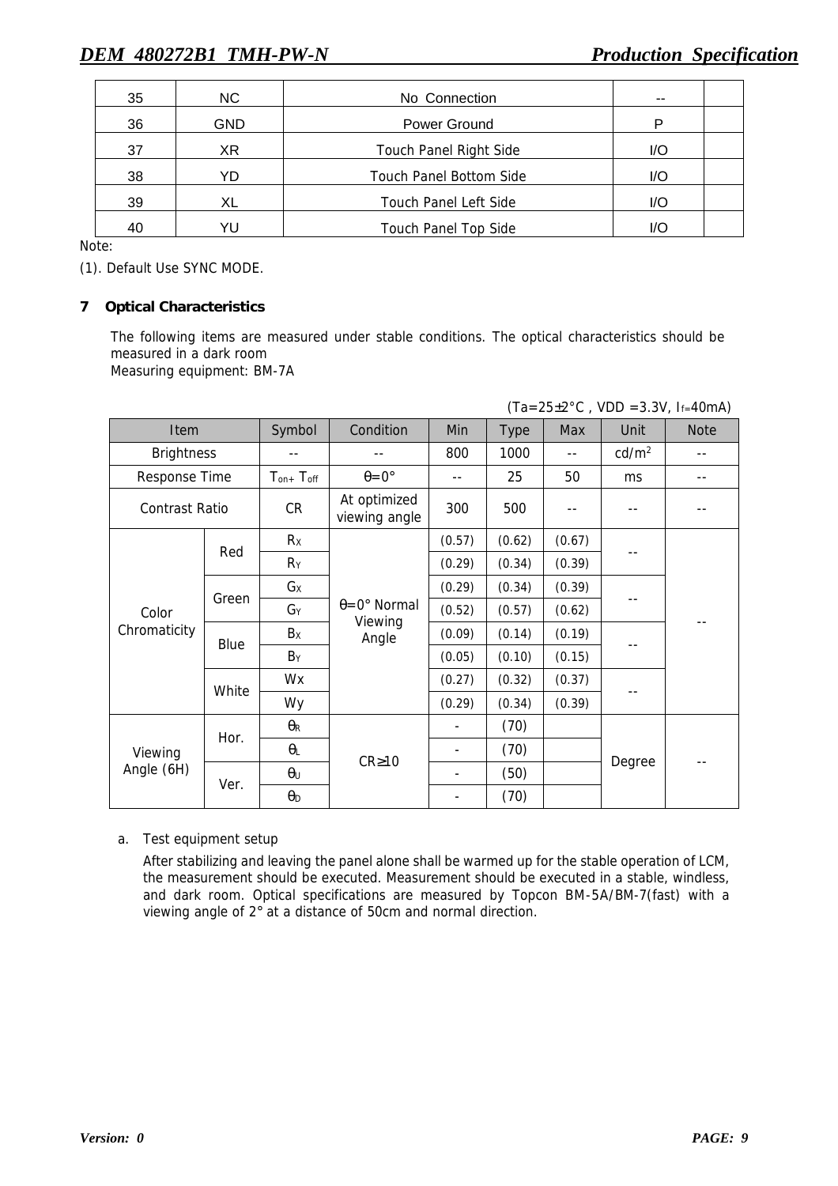| 35 | NC | No Connection | -- | |
|---|---|---|---|---|
| 36 | GND | Power Ground | P | |
| 37 | XR | Touch Panel Right Side | I/O | |
| 38 | YD | Touch Panel Bottom Side | I/O | |
| 39 | XL | Touch Panel Left Side | I/O | |
| 40 | YU | Touch Panel Top Side | I/O | |

Note:

(1). Default Use SYNC MODE.

## 7 Optical Characteristics

The following items are measured under stable conditions. The optical characteristics should be measured in a dark room

Measuring equipment: BM-7A

(Ta=25±2°C , VDD =3.3V, $I_f$=40mA)

| Item | | Symbol | Condition | Min | Type | Max | Unit | Note |
|---|---|---|---|---|---|---|---|---|
| Brightness | | -- | -- | 800 | 1000 | -- | cd/m$^2$ | -- |
| Response Time | | $T_{on}+T_{off}$ | θ=0° | -- | 25 | 50 | ms | -- |
| Contrast Ratio | | CR | At optimized viewing angle | 300 | 500 | -- | -- | -- |
| Color Chromaticity | Red | $R_X$ | θ=0° Normal Viewing Angle | (0.57) | (0.62) | (0.67) | -- | -- |
| | | $R_Y$ | | (0.29) | (0.34) | (0.39) | | |
| | Green | $G_X$ | | (0.29) | (0.34) | (0.39) | -- | |
| | | $G_Y$ | | (0.52) | (0.57) | (0.62) | | |
| | Blue | $B_X$ | | (0.09) | (0.14) | (0.19) | -- | |
| | | $B_Y$ | | (0.05) | (0.10) | (0.15) | | |
| | White | Wx | | (0.27) | (0.32) | (0.37) | -- | |
| | | Wy | | (0.29) | (0.34) | (0.39) | | |
| Viewing Angle (6H) | Hor. | $\theta_R$ | CR≥10 | - | (70) | | Degree | -- |
| | | $\theta_L$ | | - | (70) | | | |
| | Ver. | $\theta_U$ | | - | (50) | | | |
| | | $\theta_D$ | | - | (70) | | | |

a. Test equipment setup

After stabilizing and leaving the panel alone shall be warmed up for the stable operation of LCM, the measurement should be executed. Measurement should be executed in a stable, windless, and dark room. Optical specifications are measured by Topcon BM-5A/BM-7(fast) with a viewing angle of 2° at a distance of 50cm and normal direction.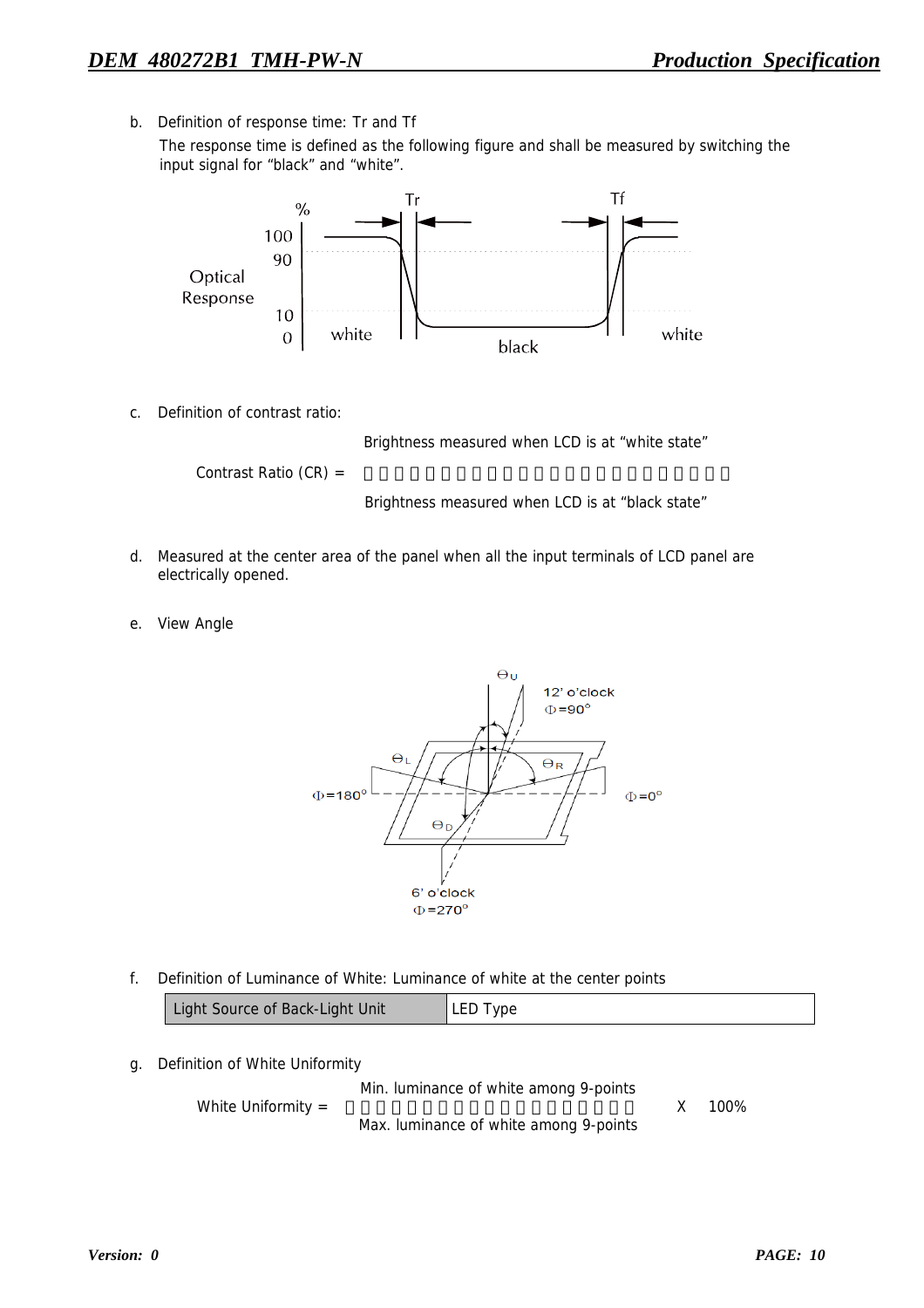b. Definition of response time: Tr and Tf

The response time is defined as the following figure and shall be measured by switching the input signal for "black" and "white".

c. Definition of contrast ratio:

$$\text{Contrast Ratio (CR)} = \frac{\text{Brightness measured when LCD is at "white state"}}{\text{Brightness measured when LCD is at "black state"}}$$

d. Measured at the center area of the panel when all the input terminals of LCD panel are electrically opened.

e. View Angle

f. Definition of Luminance of White: Luminance of white at the center points

| Light Source of Back-Light Unit | LED Type |
|---|---|

g. Definition of White Uniformity

$$\text{White Uniformity} = \frac{\text{Min. luminance of white among 9-points}}{\text{Max. luminance of white among 9-points}} \times 100\%$$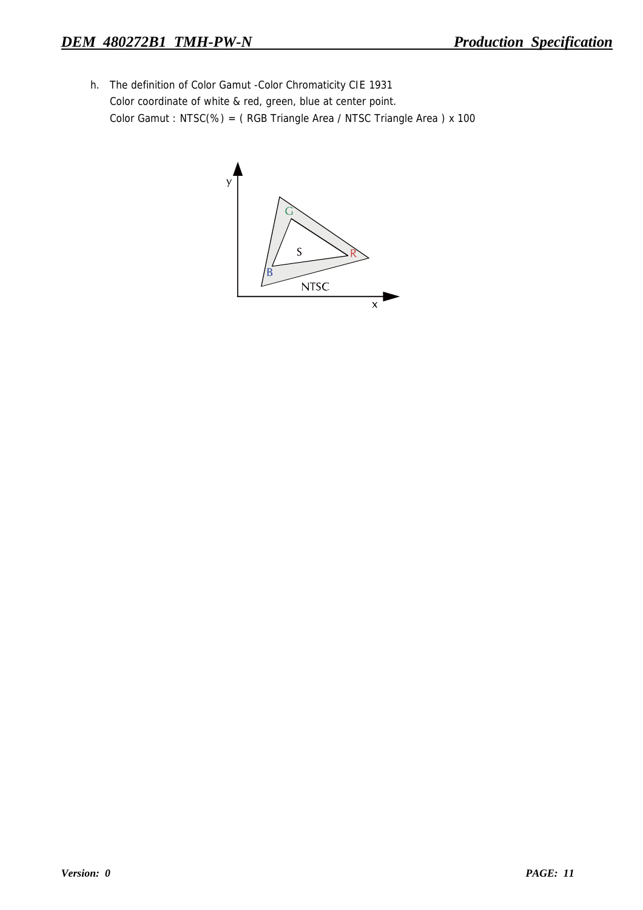h. The definition of Color Gamut -Color Chromaticity CIE 1931

   Color coordinate of white & red, green, blue at center point.

   Color Gamut : NTSC(%) = ( RGB Triangle Area / NTSC Triangle Area ) x 100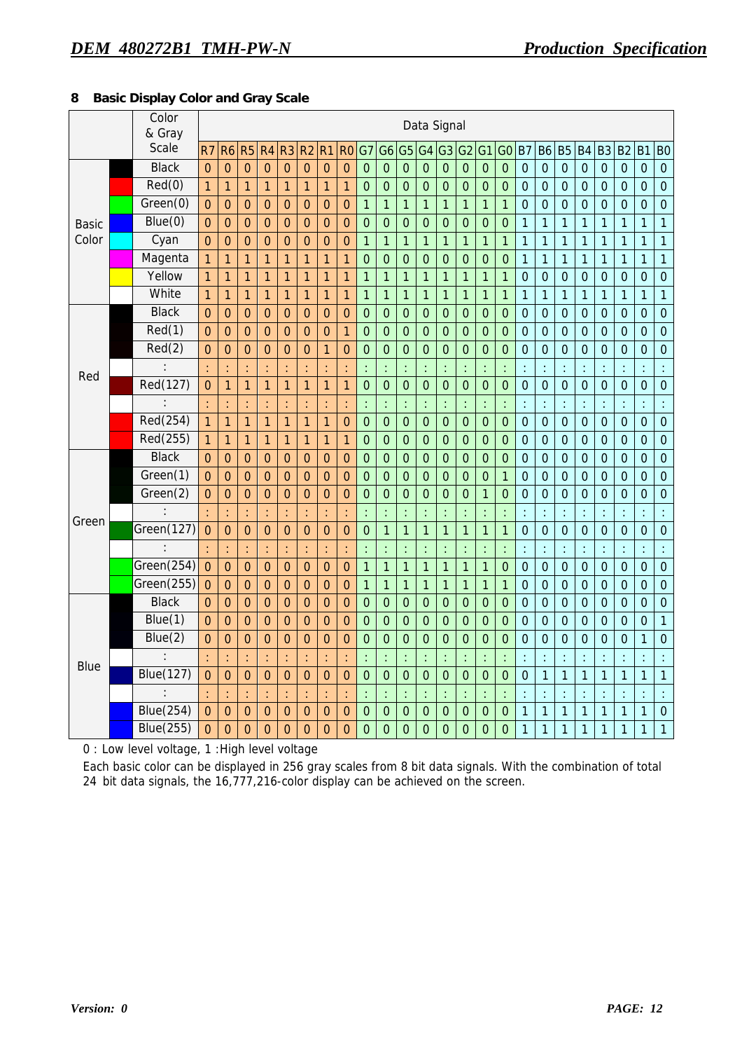## 8 Basic Display Color and Gray Scale

| | | Color & Gray Scale | Data Signal | | | | | | | | | | | | | | | | | | | | | | | |
|---|---|---|---|---|---|---|---|---|---|---|---|---|---|---|---|---|---|---|---|---|---|---|---|---|---|---|
| | | | R7 | R6 | R5 | R4 | R3 | R2 | R1 | R0 | G7 | G6 | G5 | G4 | G3 | G2 | G1 | G0 | B7 | B6 | B5 | B4 | B3 | B2 | B1 | B0 |
| Basic Color | | Black | 0 | 0 | 0 | 0 | 0 | 0 | 0 | 0 | 0 | 0 | 0 | 0 | 0 | 0 | 0 | 0 | 0 | 0 | 0 | 0 | 0 | 0 | 0 | 0 |
| | | Red(0) | 1 | 1 | 1 | 1 | 1 | 1 | 1 | 1 | 0 | 0 | 0 | 0 | 0 | 0 | 0 | 0 | 0 | 0 | 0 | 0 | 0 | 0 | 0 | 0 |
| | | Green(0) | 0 | 0 | 0 | 0 | 0 | 0 | 0 | 0 | 1 | 1 | 1 | 1 | 1 | 1 | 1 | 1 | 0 | 0 | 0 | 0 | 0 | 0 | 0 | 0 |
| | | Blue(0) | 0 | 0 | 0 | 0 | 0 | 0 | 0 | 0 | 0 | 0 | 0 | 0 | 0 | 0 | 0 | 0 | 1 | 1 | 1 | 1 | 1 | 1 | 1 | 1 |
| | | Cyan | 0 | 0 | 0 | 0 | 0 | 0 | 0 | 0 | 1 | 1 | 1 | 1 | 1 | 1 | 1 | 1 | 1 | 1 | 1 | 1 | 1 | 1 | 1 | 1 |
| | | Magenta | 1 | 1 | 1 | 1 | 1 | 1 | 1 | 1 | 0 | 0 | 0 | 0 | 0 | 0 | 0 | 0 | 1 | 1 | 1 | 1 | 1 | 1 | 1 | 1 |
| | | Yellow | 1 | 1 | 1 | 1 | 1 | 1 | 1 | 1 | 1 | 1 | 1 | 1 | 1 | 1 | 1 | 1 | 0 | 0 | 0 | 0 | 0 | 0 | 0 | 0 |
| | | White | 1 | 1 | 1 | 1 | 1 | 1 | 1 | 1 | 1 | 1 | 1 | 1 | 1 | 1 | 1 | 1 | 1 | 1 | 1 | 1 | 1 | 1 | 1 | 1 |
| Red | | Black | 0 | 0 | 0 | 0 | 0 | 0 | 0 | 0 | 0 | 0 | 0 | 0 | 0 | 0 | 0 | 0 | 0 | 0 | 0 | 0 | 0 | 0 | 0 | 0 |
| | | Red(1) | 0 | 0 | 0 | 0 | 0 | 0 | 0 | 1 | 0 | 0 | 0 | 0 | 0 | 0 | 0 | 0 | 0 | 0 | 0 | 0 | 0 | 0 | 0 | 0 |
| | | Red(2) | 0 | 0 | 0 | 0 | 0 | 0 | 1 | 0 | 0 | 0 | 0 | 0 | 0 | 0 | 0 | 0 | 0 | 0 | 0 | 0 | 0 | 0 | 0 | 0 |
| | | : | : | : | : | : | : | : | : | : | : | : | : | : | : | : | : | : | : | : | : | : | : | : | : | : |
| | | Red(127) | 0 | 1 | 1 | 1 | 1 | 1 | 1 | 1 | 0 | 0 | 0 | 0 | 0 | 0 | 0 | 0 | 0 | 0 | 0 | 0 | 0 | 0 | 0 | 0 |
| | | : | : | : | : | : | : | : | : | : | : | : | : | : | : | : | : | : | : | : | : | : | : | : | : | : |
| | | Red(254) | 1 | 1 | 1 | 1 | 1 | 1 | 1 | 0 | 0 | 0 | 0 | 0 | 0 | 0 | 0 | 0 | 0 | 0 | 0 | 0 | 0 | 0 | 0 | 0 |
| | | Red(255) | 1 | 1 | 1 | 1 | 1 | 1 | 1 | 1 | 0 | 0 | 0 | 0 | 0 | 0 | 0 | 0 | 0 | 0 | 0 | 0 | 0 | 0 | 0 | 0 |
| Green | | Black | 0 | 0 | 0 | 0 | 0 | 0 | 0 | 0 | 0 | 0 | 0 | 0 | 0 | 0 | 0 | 0 | 0 | 0 | 0 | 0 | 0 | 0 | 0 | 0 |
| | | Green(1) | 0 | 0 | 0 | 0 | 0 | 0 | 0 | 0 | 0 | 0 | 0 | 0 | 0 | 0 | 0 | 1 | 0 | 0 | 0 | 0 | 0 | 0 | 0 | 0 |
| | | Green(2) | 0 | 0 | 0 | 0 | 0 | 0 | 0 | 0 | 0 | 0 | 0 | 0 | 0 | 0 | 1 | 0 | 0 | 0 | 0 | 0 | 0 | 0 | 0 | 0 |
| | | : | : | : | : | : | : | : | : | : | : | : | : | : | : | : | : | : | : | : | : | : | : | : | : | : |
| | | Green(127) | 0 | 0 | 0 | 0 | 0 | 0 | 0 | 0 | 0 | 1 | 1 | 1 | 1 | 1 | 1 | 1 | 0 | 0 | 0 | 0 | 0 | 0 | 0 | 0 |
| | | : | : | : | : | : | : | : | : | : | : | : | : | : | : | : | : | : | : | : | : | : | : | : | : | : |
| | | Green(254) | 0 | 0 | 0 | 0 | 0 | 0 | 0 | 0 | 1 | 1 | 1 | 1 | 1 | 1 | 1 | 0 | 0 | 0 | 0 | 0 | 0 | 0 | 0 | 0 |
| | | Green(255) | 0 | 0 | 0 | 0 | 0 | 0 | 0 | 0 | 1 | 1 | 1 | 1 | 1 | 1 | 1 | 1 | 0 | 0 | 0 | 0 | 0 | 0 | 0 | 0 |
| Blue | | Black | 0 | 0 | 0 | 0 | 0 | 0 | 0 | 0 | 0 | 0 | 0 | 0 | 0 | 0 | 0 | 0 | 0 | 0 | 0 | 0 | 0 | 0 | 0 | 0 |
| | | Blue(1) | 0 | 0 | 0 | 0 | 0 | 0 | 0 | 0 | 0 | 0 | 0 | 0 | 0 | 0 | 0 | 0 | 0 | 0 | 0 | 0 | 0 | 0 | 0 | 1 |
| | | Blue(2) | 0 | 0 | 0 | 0 | 0 | 0 | 0 | 0 | 0 | 0 | 0 | 0 | 0 | 0 | 0 | 0 | 0 | 0 | 0 | 0 | 0 | 0 | 1 | 0 |
| | | : | : | : | : | : | : | : | : | : | : | : | : | : | : | : | : | : | : | : | : | : | : | : | : | : |
| | | Blue(127) | 0 | 0 | 0 | 0 | 0 | 0 | 0 | 0 | 0 | 0 | 0 | 0 | 0 | 0 | 0 | 0 | 0 | 1 | 1 | 1 | 1 | 1 | 1 | 1 |
| | | : | : | : | : | : | : | : | : | : | : | : | : | : | : | : | : | : | : | : | : | : | : | : | : | : |
| | | Blue(254) | 0 | 0 | 0 | 0 | 0 | 0 | 0 | 0 | 0 | 0 | 0 | 0 | 0 | 0 | 0 | 0 | 1 | 1 | 1 | 1 | 1 | 1 | 1 | 0 |
| | | Blue(255) | 0 | 0 | 0 | 0 | 0 | 0 | 0 | 0 | 0 | 0 | 0 | 0 | 0 | 0 | 0 | 0 | 1 | 1 | 1 | 1 | 1 | 1 | 1 | 1 |

0 : Low level voltage, 1 :High level voltage

Each basic color can be displayed in 256 gray scales from 8 bit data signals. With the combination of total 24 bit data signals, the 16,777,216-color display can be achieved on the screen.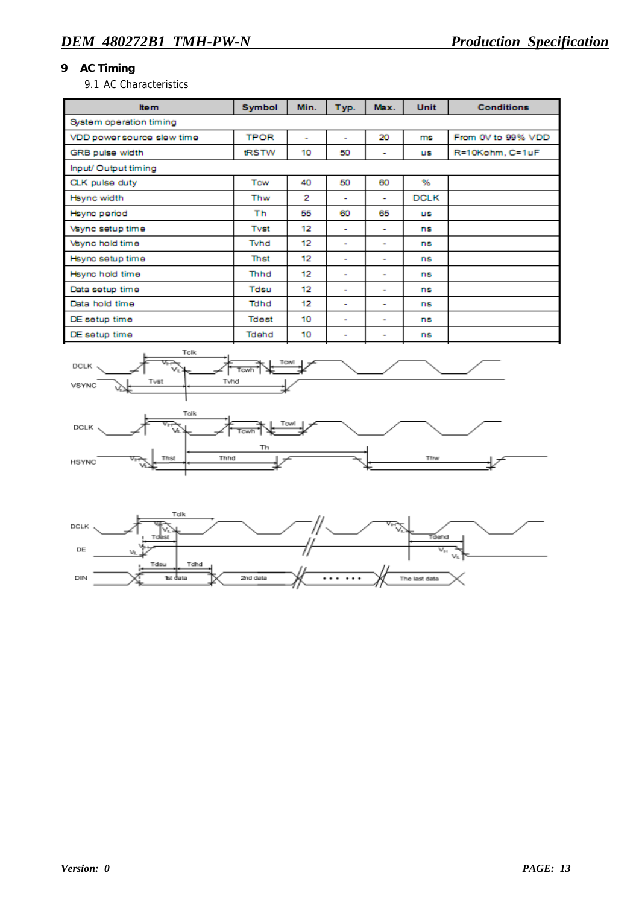## 9 AC Timing

### 9.1 AC Characteristics

| Item | Symbol | Min. | Typ. | Max. | Unit | Conditions |
|---|---|---|---|---|---|---|
| System operation timing | | | | | | |
| VDD power source slew time | TPOR | - | - | 20 | ms | From 0V to 99% VDD |
| GRB pulse width | tRSTW | 10 | 50 | - | us | R=10Kohm, C=1uF |
| Input/ Output timing | | | | | | |
| CLK pulse duty | Tcw | 40 | 50 | 60 | % | |
| Hsync width | Thw | 2 | - | - | DCLK | |
| Hsync period | Th | 55 | 60 | 65 | us | |
| Vsync setup time | Tvst | 12 | - | - | ns | |
| Vsync hold time | Tvhd | 12 | - | - | ns | |
| Hsync setup time | Thst | 12 | - | - | ns | |
| Hsync hold time | Thhd | 12 | - | - | ns | |
| Data setup time | Tdsu | 12 | - | - | ns | |
| Data hold time | Tdhd | 12 | - | - | ns | |
| DE setup time | Tdest | 10 | - | - | ns | |
| DE setup time | Tdehd | 10 | - | - | ns | |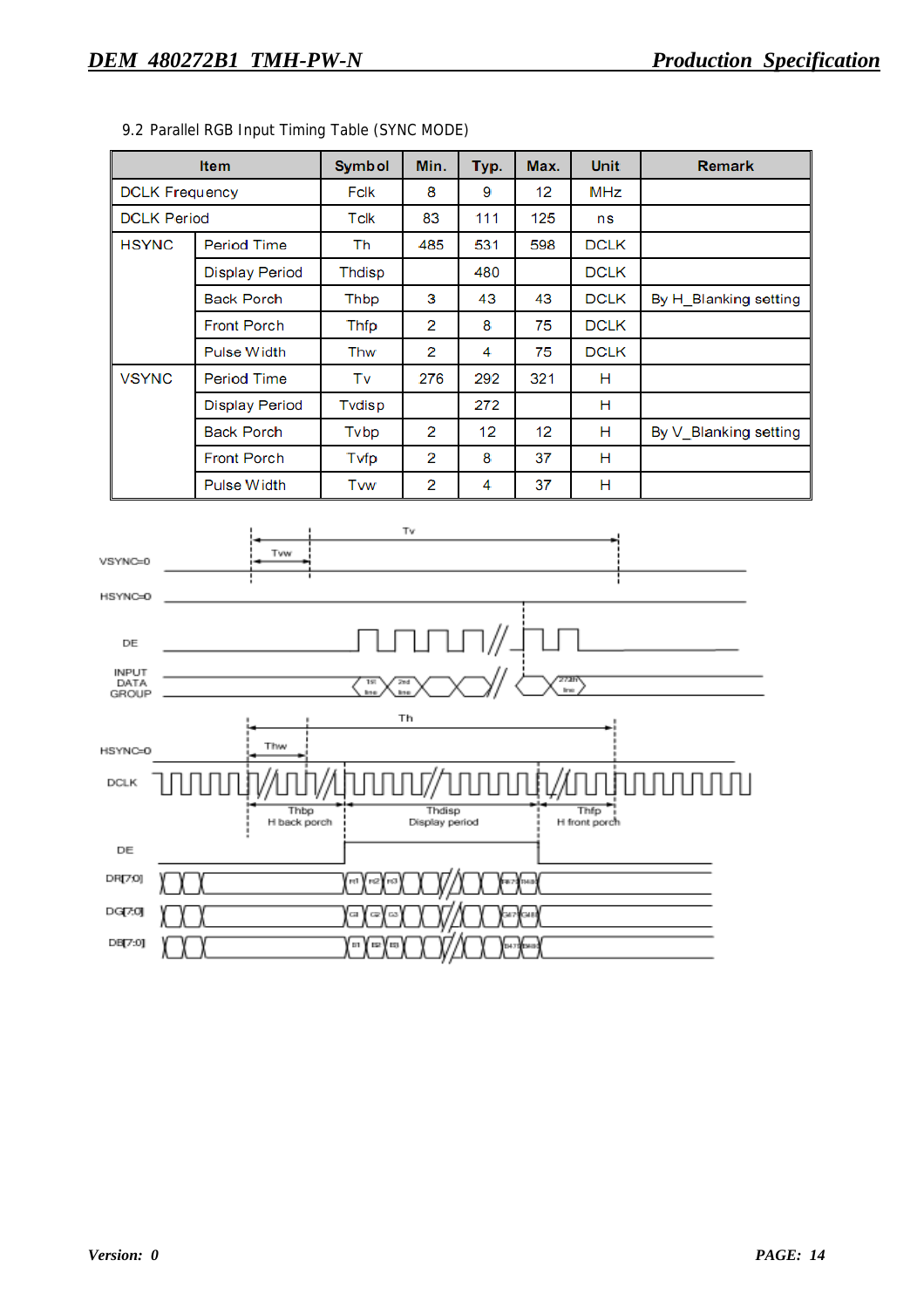9.2 Parallel RGB Input Timing Table (SYNC MODE)

| Item | | Symbol | Min. | Typ. | Max. | Unit | Remark |
|---|---|---|---|---|---|---|---|
| DCLK Frequency | | Fclk | 8 | 9 | 12 | MHz | |
| DCLK Period | | Tclk | 83 | 111 | 125 | ns | |
| HSYNC | Period Time | Th | 485 | 531 | 598 | DCLK | |
| | Display Period | Thdisp | | 480 | | DCLK | |
| | Back Porch | Thbp | 3 | 43 | 43 | DCLK | By H_Blanking setting |
| | Front Porch | Thfp | 2 | 8 | 75 | DCLK | |
| | Pulse Width | Thw | 2 | 4 | 75 | DCLK | |
| VSYNC | Period Time | Tv | 276 | 292 | 321 | H | |
| | Display Period | Tvdisp | | 272 | | H | |
| | Back Porch | Tvbp | 2 | 12 | 12 | H | By V_Blanking setting |
| | Front Porch | Tvfp | 2 | 8 | 37 | H | |
| | Pulse Width | Tvw | 2 | 4 | 37 | H | |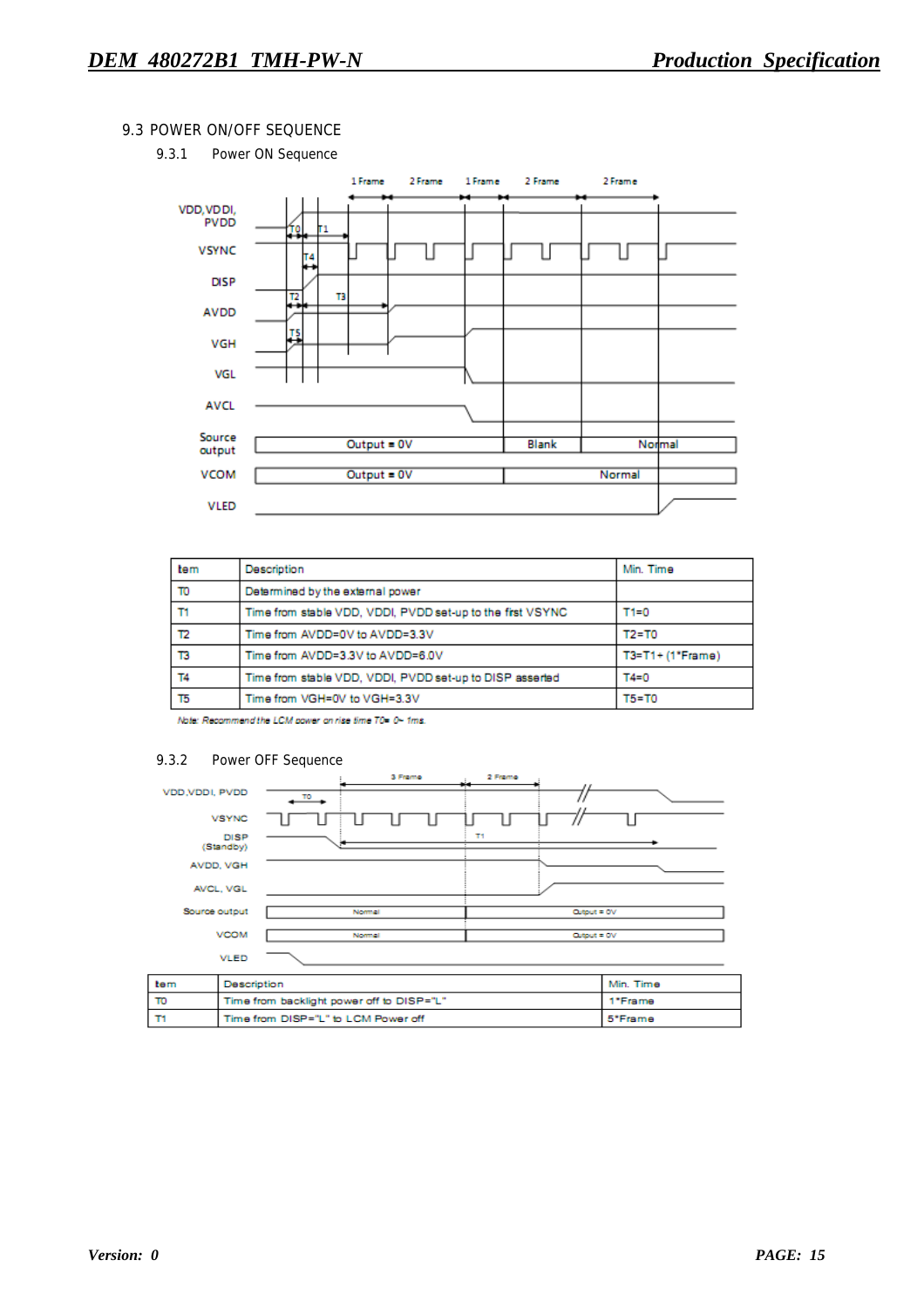## 9.3 POWER ON/OFF SEQUENCE

### 9.3.1 Power ON Sequence

| Item | Description | Min. Time |
|---|---|---|
| T0 | Determined by the external power | |
| T1 | Time from stable VDD, VDDI, PVDD set-up to the first VSYNC | T1=0 |
| T2 | Time from AVDD=0V to AVDD=3.3V | T2=T0 |
| T3 | Time from AVDD=3.3V to AVDD=6.0V | T3=T1+ (1*Frame) |
| T4 | Time from stable VDD, VDDI, PVDD set-up to DISP asserted | T4=0 |
| T5 | Time from VGH=0V to VGH=3.3V | T5=T0 |

*Note: Recommend the LCM power on rise time T0= 0~ 1ms.*

### 9.3.2 Power OFF Sequence

| Item | Description | Min. Time |
|---|---|---|
| T0 | Time from backlight power off to DISP="L" | 1*Frame |
| T1 | Time from DISP="L" to LCM Power off | 5*Frame |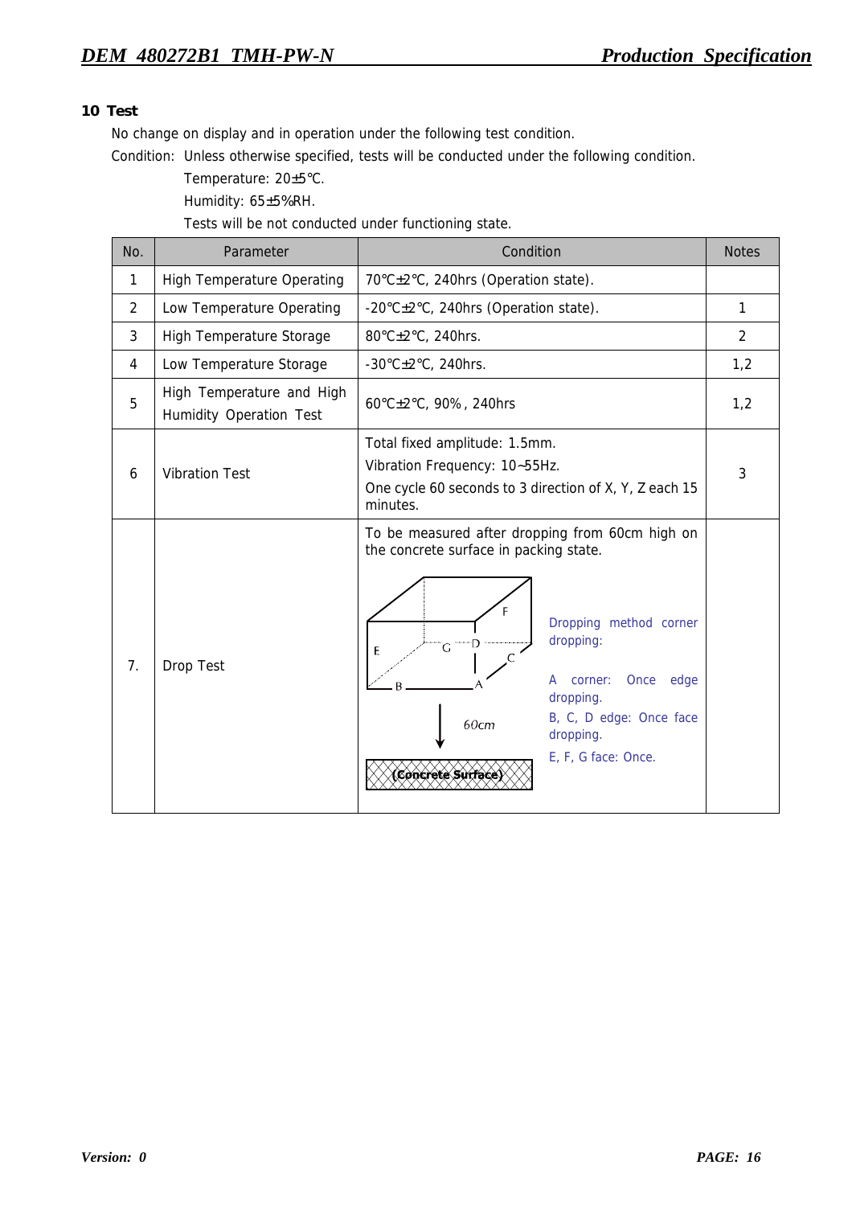## 10 Test

No change on display and in operation under the following test condition.

Condition: Unless otherwise specified, tests will be conducted under the following condition.

Temperature: 20±5℃.

Humidity: 65±5%RH.

Tests will be not conducted under functioning state.

| No. | Parameter | Condition | Notes |
|---|---|---|---|
| 1 | High Temperature Operating | 70℃±2℃, 240hrs (Operation state). | |
| 2 | Low Temperature Operating | -20℃±2℃, 240hrs (Operation state). | 1 |
| 3 | High Temperature Storage | 80℃±2℃, 240hrs. | 2 |
| 4 | Low Temperature Storage | -30℃±2℃, 240hrs. | 1,2 |
| 5 | High Temperature and High Humidity Operation Test | 60℃±2℃, 90%, 240hrs | 1,2 |
| 6 | Vibration Test | Total fixed amplitude: 1.5mm.<br>Vibration Frequency: 10~55Hz.<br>One cycle 60 seconds to 3 direction of X, Y, Z each 15 minutes. | 3 |
| 7. | Drop Test | To be measured after dropping from 60cm high on the concrete surface in packing state.<br>(Diagram: box with corners/edges/faces A–G, 60cm drop onto Concrete Surface)<br>Dropping method corner dropping:<br>A corner: Once edge dropping.<br>B, C, D edge: Once face dropping.<br>E, F, G face: Once. | |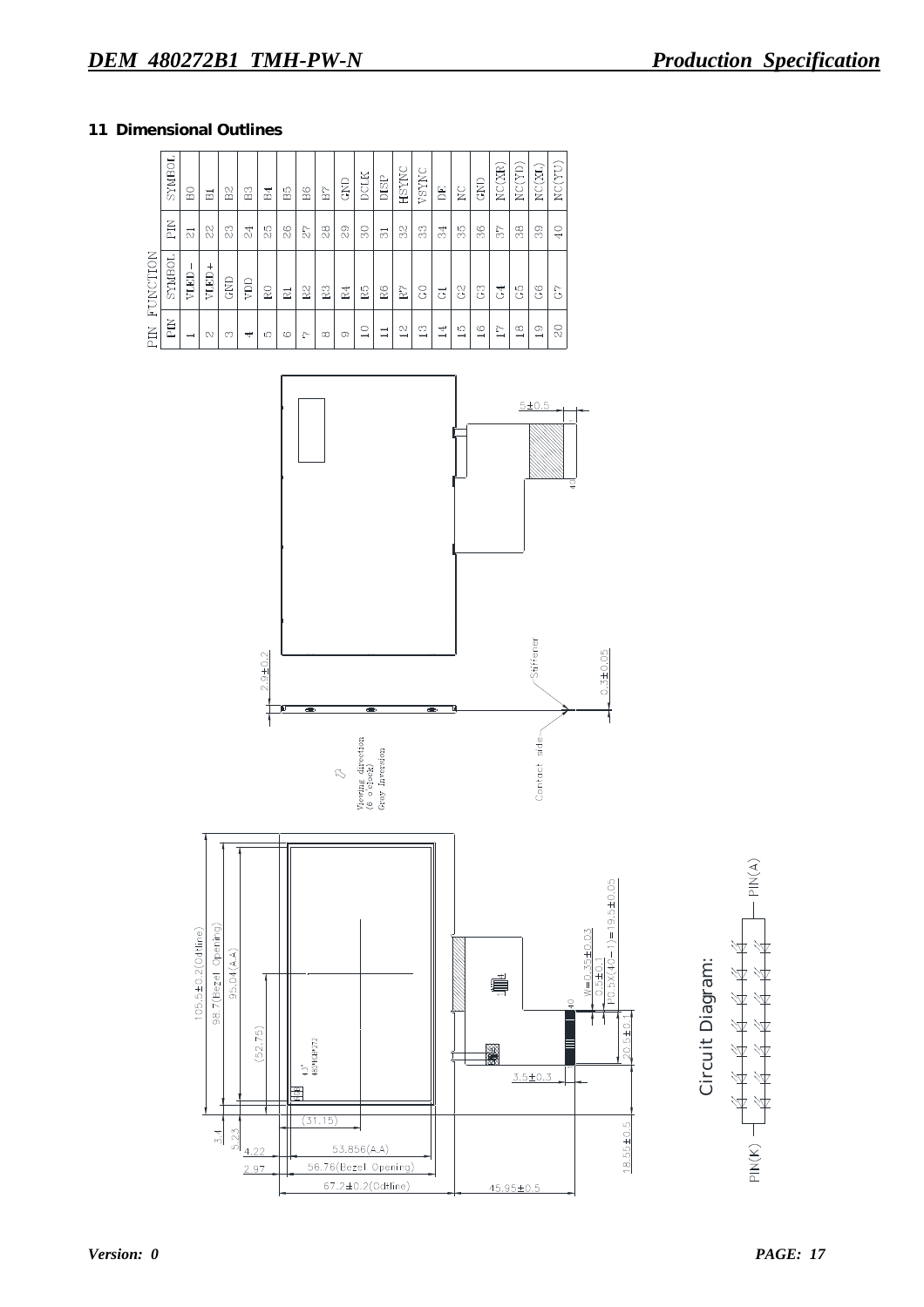## 11 Dimensional Outlines

PIN FUNCTION

| PIN | SYMBOL | PIN | SYMBOL |
|---|---|---|---|
| 1 | VLED－ | 21 | B0 |
| 2 | VLED＋ | 22 | B1 |
| 3 | GND | 23 | B2 |
| 4 | VDD | 24 | B3 |
| 5 | R0 | 25 | B4 |
| 6 | R1 | 26 | B5 |
| 7 | R2 | 27 | B6 |
| 8 | R3 | 28 | B7 |
| 9 | R4 | 29 | GND |
| 10 | R5 | 30 | DCLK |
| 11 | R6 | 31 | DISP |
| 12 | R7 | 32 | HSYNC |
| 13 | G0 | 33 | VSYNC |
| 14 | G1 | 34 | DE |
| 15 | G2 | 35 | NC |
| 16 | G3 | 36 | GND |
| 17 | G4 | 37 | NC(XR) |
| 18 | G5 | 38 | NC(YD) |
| 19 | G6 | 39 | NC(XL) |
| 20 | G7 | 40 | NC(YU) |

5±0.5

2.9±0.2

Stiffener

0.3±0.05

Viewing direction (6 o'clock) Gray Inversion

Contact side

105.5±0.2(Outline)

98.7(Bezel Opening)

95.04(A.A)

(52.75)

3.4

5.23

(31.15)

4.22

53.856(A.A)

2.97

56.76(Bezel Opening)

67.2±0.2(Outline)

45.95±0.5

W=0.35±0.03

0.5±0.1

P0.5x(40-1)=19.5±0.05

20.5±0.1

3.5±0.3

18.55±0.5

Circuit Diagram:

PIN(K)

PIN(A)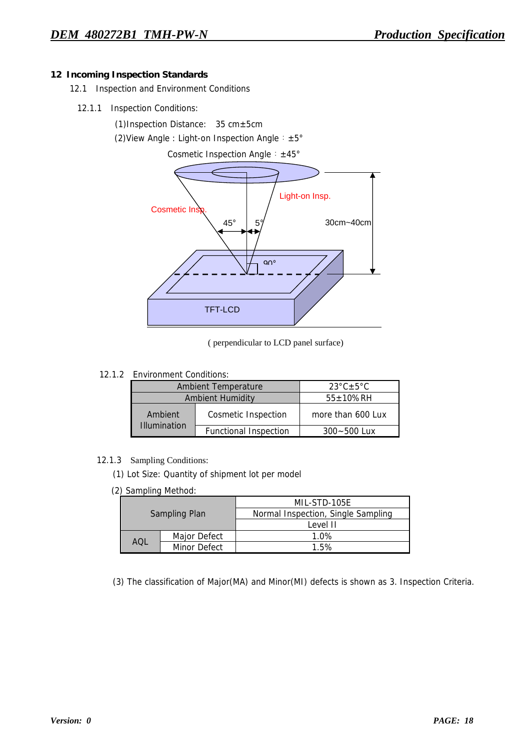## 12 Incoming Inspection Standards

12.1 Inspection and Environment Conditions

12.1.1 Inspection Conditions:

(1)Inspection Distance: 35 cm±5cm

(2)View Angle : Light-on Inspection Angle ：±5°

Cosmetic Inspection Angle ：±45°

Light-on Insp.

Cosmetic Insp.

45° 5°

30cm~40cm

90°

TFT-LCD

( perpendicular to LCD panel surface)

12.1.2 Environment Conditions:

| Ambient Temperature | | 23°C±5°C |
|---|---|---|
| Ambient Humidity | | 55±10% RH |
| Ambient Illumination | Cosmetic Inspection | more than 600 Lux |
| | Functional Inspection | 300~500 Lux |

12.1.3 Sampling Conditions:

(1) Lot Size: Quantity of shipment lot per model

(2) Sampling Method:

| Sampling Plan | | MIL-STD-105E |
|---|---|---|
| | | Normal Inspection, Single Sampling |
| | | Level II |
| AQL | Major Defect | 1.0% |
| | Minor Defect | 1.5% |

(3) The classification of Major(MA) and Minor(MI) defects is shown as 3. Inspection Criteria.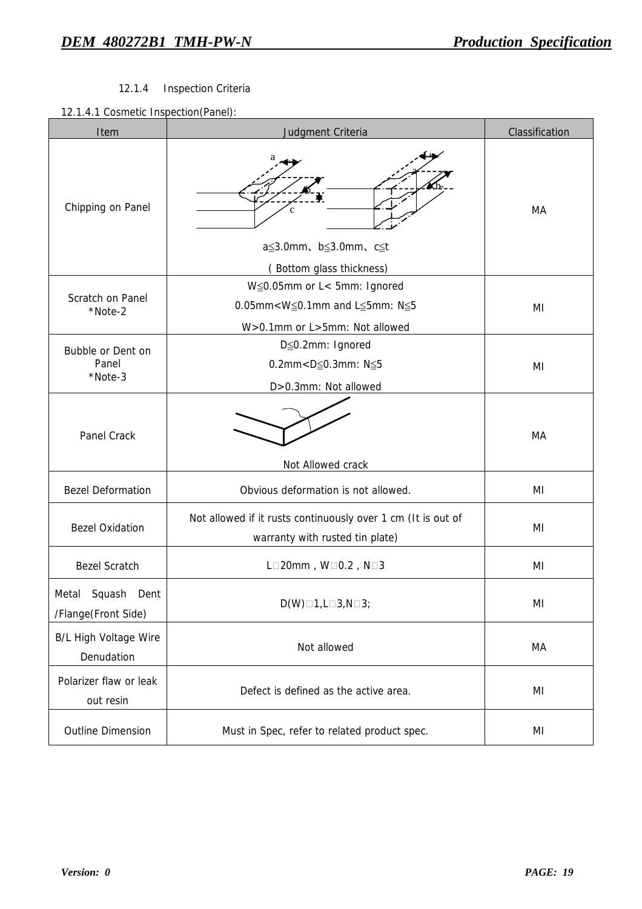12.1.4 Inspection Criteria

12.1.4.1 Cosmetic Inspection(Panel):

| Item | Judgment Criteria | Classification |
|---|---|---|
| Chipping on Panel | a≦3.0mm、b≦3.0mm、c≦t<br>( Bottom glass thickness) | MA |
| Scratch on Panel<br>*Note-2 | W≦0.05mm or L< 5mm: Ignored<br>0.05mm<W≦0.1mm and L≦5mm: N≦5<br>W>0.1mm or L>5mm: Not allowed | MI |
| Bubble or Dent on Panel<br>*Note-3 | D≦0.2mm: Ignored<br>0.2mm<D≦0.3mm: N≦5<br>D>0.3mm: Not allowed | MI |
| Panel Crack | Not Allowed crack | MA |
| Bezel Deformation | Obvious deformation is not allowed. | MI |
| Bezel Oxidation | Not allowed if it rusts continuously over 1 cm (It is out of warranty with rusted tin plate) | MI |
| Bezel Scratch | L□20mm , W□0.2 , N□3 | MI |
| Metal Squash Dent /Flange(Front Side) | D(W)□1,L□3,N□3; | MI |
| B/L High Voltage Wire Denudation | Not allowed | MA |
| Polarizer flaw or leak out resin | Defect is defined as the active area. | MI |
| Outline Dimension | Must in Spec, refer to related product spec. | MI |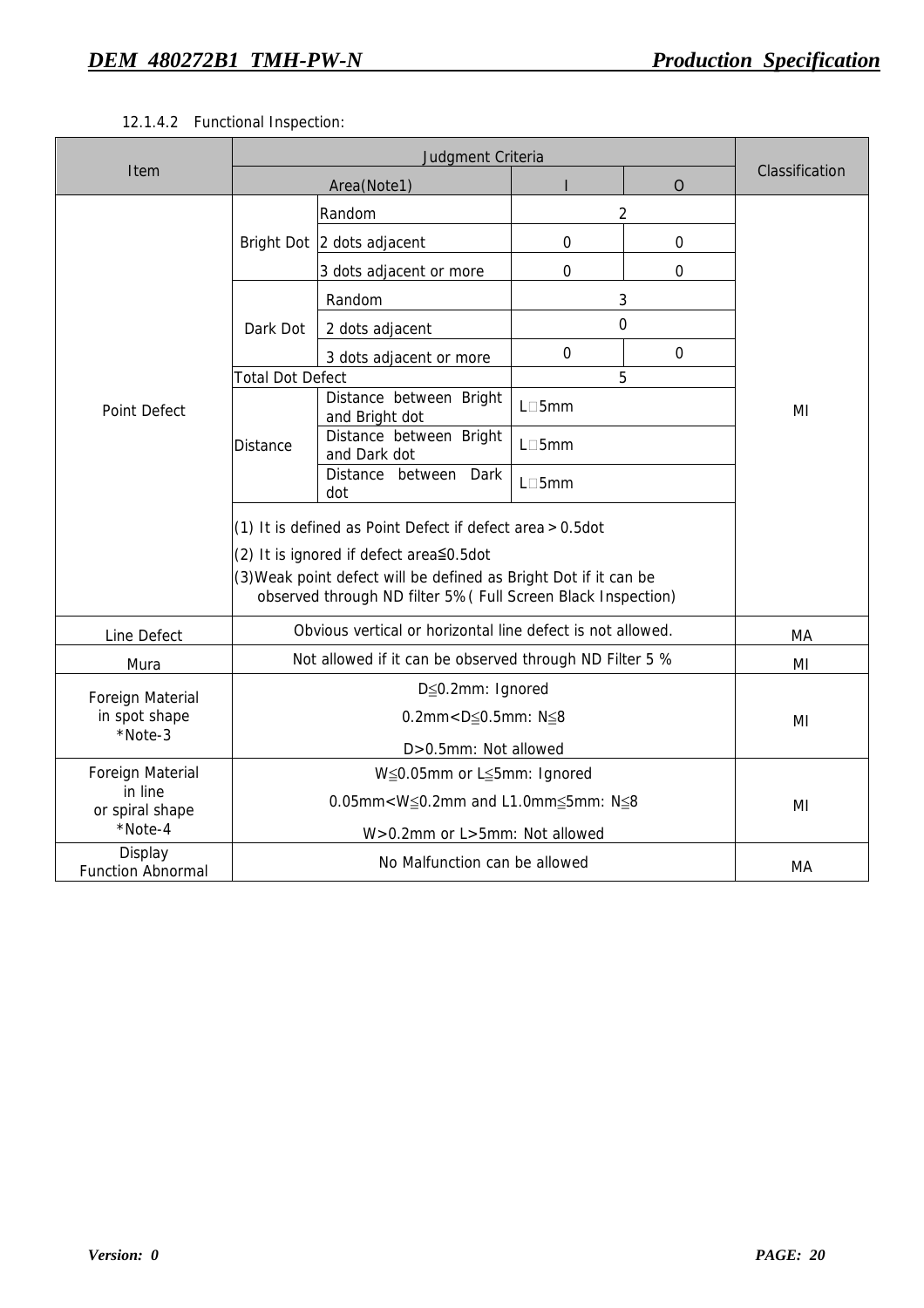12.1.4.2 Functional Inspection:

| Item | Judgment Criteria | | | | | Classification |
|---|---|---|---|---|---|---|
| | Area(Note1) | | | I | O | |
| Point Defect | Bright Dot | Random | | 2 | | MI |
| | | 2 dots adjacent | | 0 | 0 | |
| | | 3 dots adjacent or more | | 0 | 0 | |
| | Dark Dot | Random | | 3 | | |
| | | 2 dots adjacent | | 0 | | |
| | | 3 dots adjacent or more | | 0 | 0 | |
| | Total Dot Defect | | | 5 | | |
| | Distance | Distance between Bright and Bright dot | | L□5mm | | |
| | | Distance between Bright and Dark dot | | L□5mm | | |
| | | Distance between Dark dot | | L□5mm | | |
| | (1) It is defined as Point Defect if defect area＞0.5dot (2) It is ignored if defect area≦0.5dot (3)Weak point defect will be defined as Bright Dot if it can be observed through ND filter 5%( Full Screen Black Inspection) | | | | | |
| Line Defect | Obvious vertical or horizontal line defect is not allowed. | | | | | MA |
| Mura | Not allowed if it can be observed through ND Filter 5 % | | | | | MI |
| Foreign Material in spot shape *Note-3 | D≦0.2mm: Ignored 0.2mm<D≦0.5mm: N≦8 D>0.5mm: Not allowed | | | | | MI |
| Foreign Material in line or spiral shape *Note-4 | W≦0.05mm or L≦5mm: Ignored 0.05mm<W≦0.2mm and L1.0mm≦5mm: N≦8 W>0.2mm or L>5mm: Not allowed | | | | | MI |
| Display Function Abnormal | No Malfunction can be allowed | | | | | MA |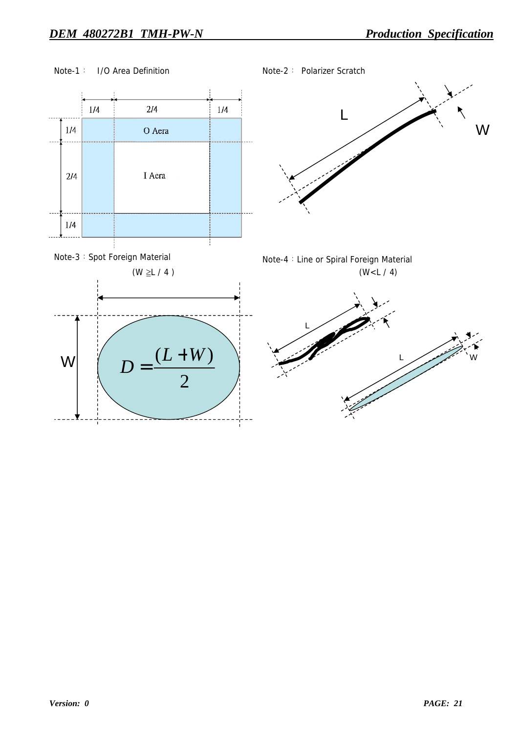Note-1： I/O Area Definition

1/4
2/4
1/4
1/4
O Aera
2/4
I Aera
1/4

Note-2： Polarizer Scratch

L
W

Note-3：Spot Foreign Material

(W ≧L / 4 )

W

$$D = \frac{(L + W)}{2}$$

Note-4：Line or Spiral Foreign Material

(W<L / 4)

L
L
W